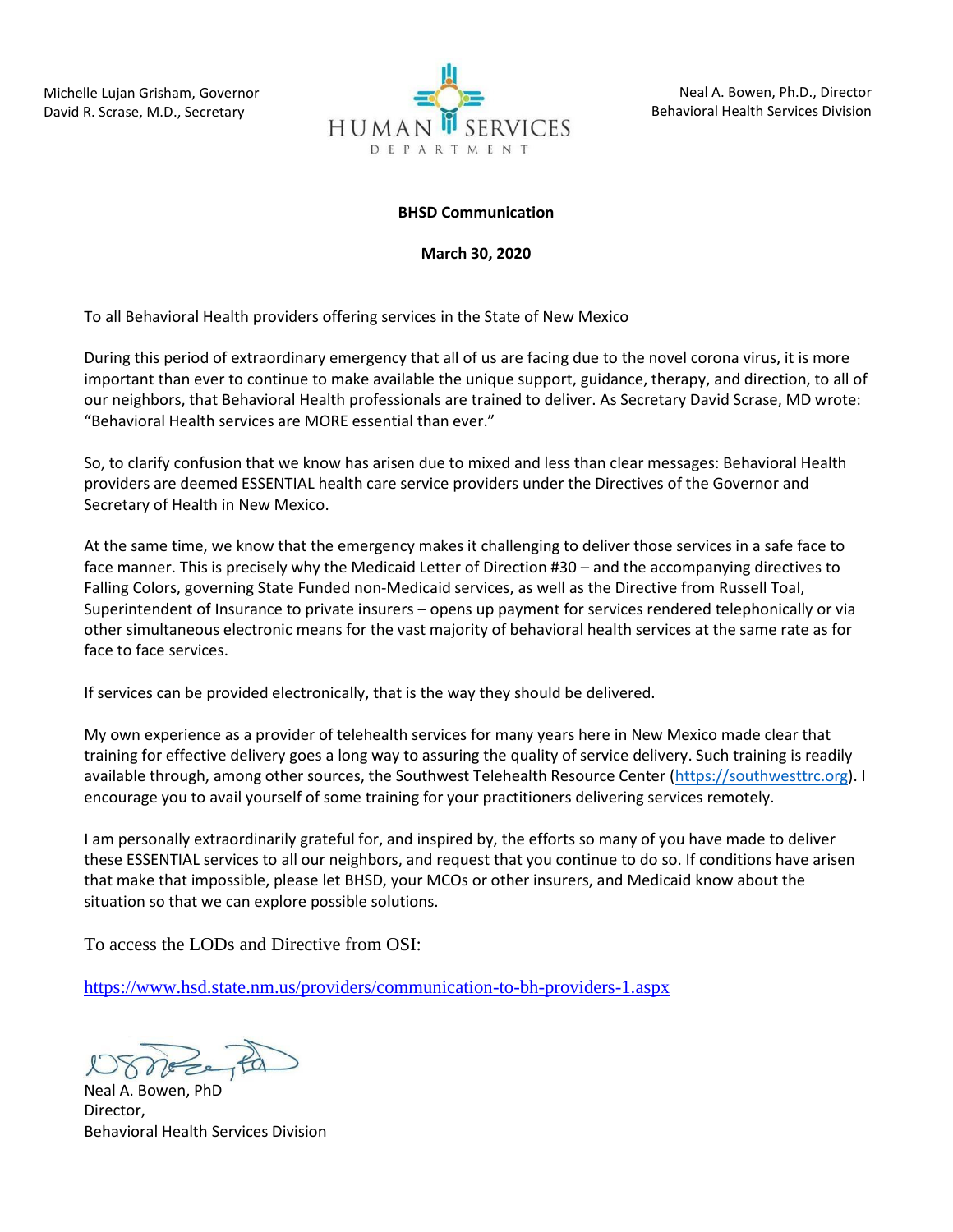Michelle Lujan Grisham, Governor
David R. Scrase, M.D., Secretary

HUMAN SERVICES DEPARTMENT

Neal A. Bowen, Ph.D., Director
Behavioral Health Services Division

---

**BHSD Communication**

**March 30, 2020**

To all Behavioral Health providers offering services in the State of New Mexico

During this period of extraordinary emergency that all of us are facing due to the novel corona virus, it is more important than ever to continue to make available the unique support, guidance, therapy, and direction, to all of our neighbors, that Behavioral Health professionals are trained to deliver. As Secretary David Scrase, MD wrote: "Behavioral Health services are MORE essential than ever."

So, to clarify confusion that we know has arisen due to mixed and less than clear messages: Behavioral Health providers are deemed ESSENTIAL health care service providers under the Directives of the Governor and Secretary of Health in New Mexico.

At the same time, we know that the emergency makes it challenging to deliver those services in a safe face to face manner. This is precisely why the Medicaid Letter of Direction #30 – and the accompanying directives to Falling Colors, governing State Funded non-Medicaid services, as well as the Directive from Russell Toal, Superintendent of Insurance to private insurers – opens up payment for services rendered telephonically or via other simultaneous electronic means for the vast majority of behavioral health services at the same rate as for face to face services.

If services can be provided electronically, that is the way they should be delivered.

My own experience as a provider of telehealth services for many years here in New Mexico made clear that training for effective delivery goes a long way to assuring the quality of service delivery. Such training is readily available through, among other sources, the Southwest Telehealth Resource Center (https://southwesttrc.org). I encourage you to avail yourself of some training for your practitioners delivering services remotely.

I am personally extraordinarily grateful for, and inspired by, the efforts so many of you have made to deliver these ESSENTIAL services to all our neighbors, and request that you continue to do so. If conditions have arisen that make that impossible, please let BHSD, your MCOs or other insurers, and Medicaid know about the situation so that we can explore possible solutions.

To access the LODs and Directive from OSI:

https://www.hsd.state.nm.us/providers/communication-to-bh-providers-1.aspx

Neal A. Bowen, PhD
Director,
Behavioral Health Services Division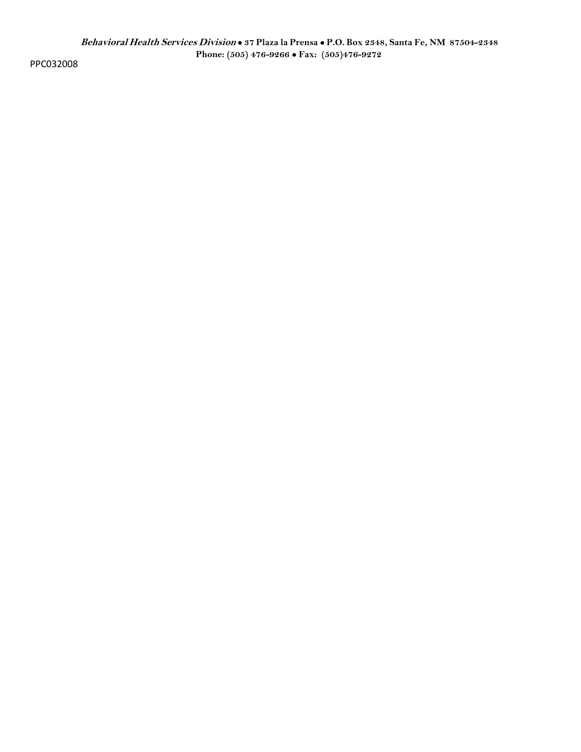***Behavioral Health Services Division*** **• 37 Plaza la Prensa • P.O. Box 2348, Santa Fe, NM 87504-2348**
**Phone: (505) 476-9266 • Fax: (505)476-9272**

PPC032008